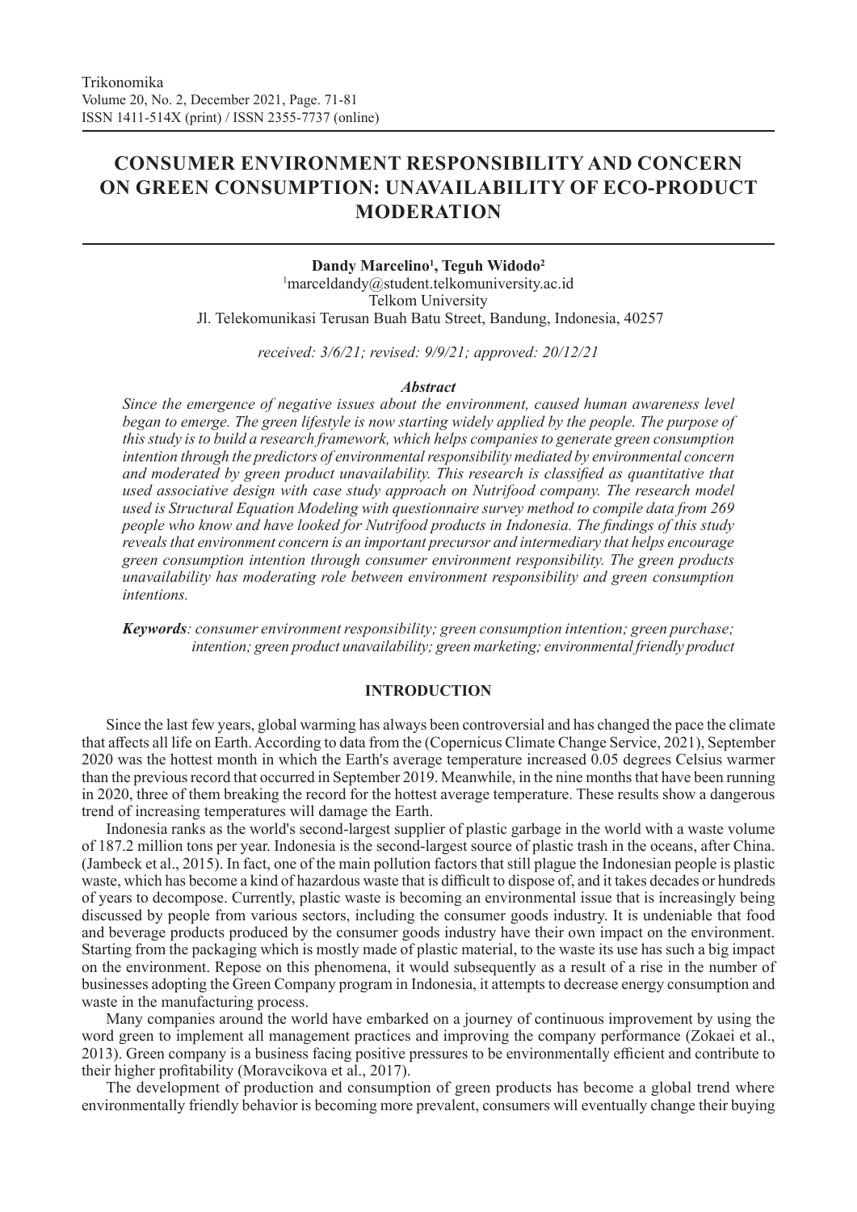# CONSUMER ENVIRONMENT RESPONSIBILITY AND CONCERN ON GREEN CONSUMPTION: UNAVAILABILITY OF ECO-PRODUCT MODERATION

**Dandy Marcelino[1], Teguh Widodo[2]**

[1]marceldandy@student.telkomuniversity.ac.id

Telkom University

Jl. Telekomunikasi Terusan Buah Batu Street, Bandung, Indonesia, 40257

*received: 3/6/21; revised: 9/9/21; approved: 20/12/21*

### *Abstract*

*Since the emergence of negative issues about the environment, caused human awareness level began to emerge. The green lifestyle is now starting widely applied by the people. The purpose of this study is to build a research framework, which helps companies to generate green consumption intention through the predictors of environmental responsibility mediated by environmental concern and moderated by green product unavailability. This research is classified as quantitative that used associative design with case study approach on Nutrifood company. The research model used is Structural Equation Modeling with questionnaire survey method to compile data from 269 people who know and have looked for Nutrifood products in Indonesia. The findings of this study reveals that environment concern is an important precursor and intermediary that helps encourage green consumption intention through consumer environment responsibility. The green products unavailability has moderating role between environment responsibility and green consumption intentions.*

***Keywords****: consumer environment responsibility; green consumption intention; green purchase; intention; green product unavailability; green marketing; environmental friendly product*

## INTRODUCTION

Since the last few years, global warming has always been controversial and has changed the pace the climate that affects all life on Earth. According to data from the (Copernicus Climate Change Service, 2021), September 2020 was the hottest month in which the Earth's average temperature increased 0.05 degrees Celsius warmer than the previous record that occurred in September 2019. Meanwhile, in the nine months that have been running in 2020, three of them breaking the record for the hottest average temperature. These results show a dangerous trend of increasing temperatures will damage the Earth.

Indonesia ranks as the world's second-largest supplier of plastic garbage in the world with a waste volume of 187.2 million tons per year. Indonesia is the second-largest source of plastic trash in the oceans, after China. (Jambeck et al., 2015). In fact, one of the main pollution factors that still plague the Indonesian people is plastic waste, which has become a kind of hazardous waste that is difficult to dispose of, and it takes decades or hundreds of years to decompose. Currently, plastic waste is becoming an environmental issue that is increasingly being discussed by people from various sectors, including the consumer goods industry. It is undeniable that food and beverage products produced by the consumer goods industry have their own impact on the environment. Starting from the packaging which is mostly made of plastic material, to the waste its use has such a big impact on the environment. Repose on this phenomena, it would subsequently as a result of a rise in the number of businesses adopting the Green Company program in Indonesia, it attempts to decrease energy consumption and waste in the manufacturing process.

Many companies around the world have embarked on a journey of continuous improvement by using the word green to implement all management practices and improving the company performance (Zokaei et al., 2013). Green company is a business facing positive pressures to be environmentally efficient and contribute to their higher profitability (Moravcikova et al., 2017).

The development of production and consumption of green products has become a global trend where environmentally friendly behavior is becoming more prevalent, consumers will eventually change their buying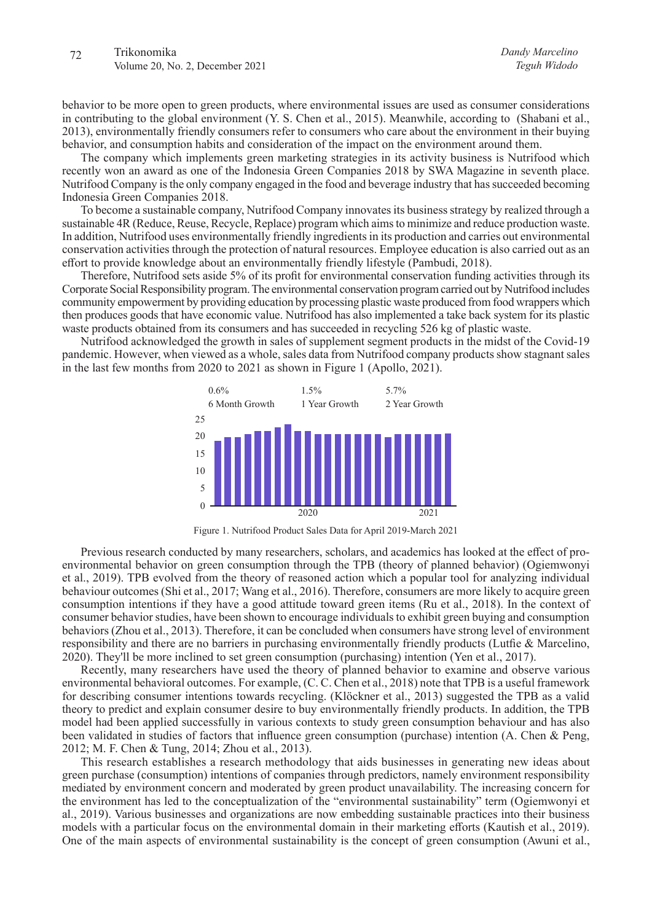behavior to be more open to green products, where environmental issues are used as consumer considerations in contributing to the global environment (Y. S. Chen et al., 2015). Meanwhile, according to (Shabani et al., 2013), environmentally friendly consumers refer to consumers who care about the environment in their buying behavior, and consumption habits and consideration of the impact on the environment around them.

The company which implements green marketing strategies in its activity business is Nutrifood which recently won an award as one of the Indonesia Green Companies 2018 by SWA Magazine in seventh place. Nutrifood Company is the only company engaged in the food and beverage industry that has succeeded becoming Indonesia Green Companies 2018.

To become a sustainable company, Nutrifood Company innovates its business strategy by realized through a sustainable 4R (Reduce, Reuse, Recycle, Replace) program which aims to minimize and reduce production waste. In addition, Nutrifood uses environmentally friendly ingredients in its production and carries out environmental conservation activities through the protection of natural resources. Employee education is also carried out as an effort to provide knowledge about an environmentally friendly lifestyle (Pambudi, 2018).

Therefore, Nutrifood sets aside 5% of its profit for environmental conservation funding activities through its Corporate Social Responsibility program. The environmental conservation program carried out by Nutrifood includes community empowerment by providing education by processing plastic waste produced from food wrappers which then produces goods that have economic value. Nutrifood has also implemented a take back system for its plastic waste products obtained from its consumers and has succeeded in recycling 526 kg of plastic waste.

Nutrifood acknowledged the growth in sales of supplement segment products in the midst of the Covid-19 pandemic. However, when viewed as a whole, sales data from Nutrifood company products show stagnant sales in the last few months from 2020 to 2021 as shown in Figure 1 (Apollo, 2021).

| 0.6% | 1.5% | 5.7% |
|---|---|---|
| 6 Month Growth | 1 Year Growth | 2 Year Growth |

Figure 1. Nutrifood Product Sales Data for April 2019-March 2021

Previous research conducted by many researchers, scholars, and academics has looked at the effect of pro-environmental behavior on green consumption through the TPB (theory of planned behavior) (Ogiemwonyi et al., 2019). TPB evolved from the theory of reasoned action which a popular tool for analyzing individual behaviour outcomes (Shi et al., 2017; Wang et al., 2016). Therefore, consumers are more likely to acquire green consumption intentions if they have a good attitude toward green items (Ru et al., 2018). In the context of consumer behavior studies, have been shown to encourage individuals to exhibit green buying and consumption behaviors (Zhou et al., 2013). Therefore, it can be concluded when consumers have strong level of environment responsibility and there are no barriers in purchasing environmentally friendly products (Lutfie & Marcelino, 2020). They'll be more inclined to set green consumption (purchasing) intention (Yen et al., 2017).

Recently, many researchers have used the theory of planned behavior to examine and observe various environmental behavioral outcomes. For example, (C. C. Chen et al., 2018) note that TPB is a useful framework for describing consumer intentions towards recycling. (Klöckner et al., 2013) suggested the TPB as a valid theory to predict and explain consumer desire to buy environmentally friendly products. In addition, the TPB model had been applied successfully in various contexts to study green consumption behaviour and has also been validated in studies of factors that influence green consumption (purchase) intention (A. Chen & Peng, 2012; M. F. Chen & Tung, 2014; Zhou et al., 2013).

This research establishes a research methodology that aids businesses in generating new ideas about green purchase (consumption) intentions of companies through predictors, namely environment responsibility mediated by environment concern and moderated by green product unavailability. The increasing concern for the environment has led to the conceptualization of the "environmental sustainability" term (Ogiemwonyi et al., 2019). Various businesses and organizations are now embedding sustainable practices into their business models with a particular focus on the environmental domain in their marketing efforts (Kautish et al., 2019). One of the main aspects of environmental sustainability is the concept of green consumption (Awuni et al.,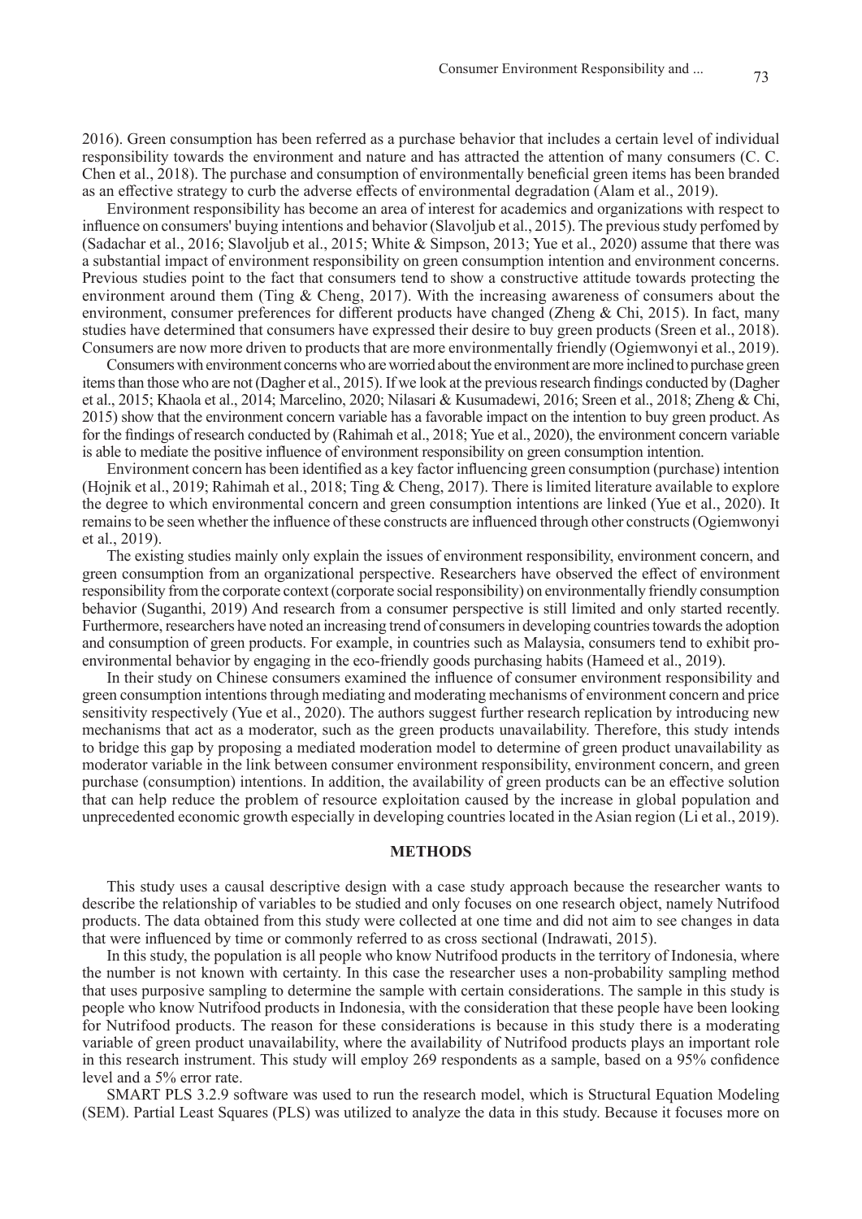2016). Green consumption has been referred as a purchase behavior that includes a certain level of individual responsibility towards the environment and nature and has attracted the attention of many consumers (C. C. Chen et al., 2018). The purchase and consumption of environmentally beneficial green items has been branded as an effective strategy to curb the adverse effects of environmental degradation (Alam et al., 2019).

Environment responsibility has become an area of interest for academics and organizations with respect to influence on consumers' buying intentions and behavior (Slavoljub et al., 2015). The previous study perfomed by (Sadachar et al., 2016; Slavoljub et al., 2015; White & Simpson, 2013; Yue et al., 2020) assume that there was a substantial impact of environment responsibility on green consumption intention and environment concerns. Previous studies point to the fact that consumers tend to show a constructive attitude towards protecting the environment around them (Ting & Cheng, 2017). With the increasing awareness of consumers about the environment, consumer preferences for different products have changed (Zheng & Chi, 2015). In fact, many studies have determined that consumers have expressed their desire to buy green products (Sreen et al., 2018). Consumers are now more driven to products that are more environmentally friendly (Ogiemwonyi et al., 2019).

Consumers with environment concerns who are worried about the environment are more inclined to purchase green items than those who are not (Dagher et al., 2015). If we look at the previous research findings conducted by (Dagher et al., 2015; Khaola et al., 2014; Marcelino, 2020; Nilasari & Kusumadewi, 2016; Sreen et al., 2018; Zheng & Chi, 2015) show that the environment concern variable has a favorable impact on the intention to buy green product. As for the findings of research conducted by (Rahimah et al., 2018; Yue et al., 2020), the environment concern variable is able to mediate the positive influence of environment responsibility on green consumption intention.

Environment concern has been identified as a key factor influencing green consumption (purchase) intention (Hojnik et al., 2019; Rahimah et al., 2018; Ting & Cheng, 2017). There is limited literature available to explore the degree to which environmental concern and green consumption intentions are linked (Yue et al., 2020). It remains to be seen whether the influence of these constructs are influenced through other constructs (Ogiemwonyi et al., 2019).

The existing studies mainly only explain the issues of environment responsibility, environment concern, and green consumption from an organizational perspective. Researchers have observed the effect of environment responsibility from the corporate context (corporate social responsibility) on environmentally friendly consumption behavior (Suganthi, 2019) And research from a consumer perspective is still limited and only started recently. Furthermore, researchers have noted an increasing trend of consumers in developing countries towards the adoption and consumption of green products. For example, in countries such as Malaysia, consumers tend to exhibit pro-environmental behavior by engaging in the eco-friendly goods purchasing habits (Hameed et al., 2019).

In their study on Chinese consumers examined the influence of consumer environment responsibility and green consumption intentions through mediating and moderating mechanisms of environment concern and price sensitivity respectively (Yue et al., 2020). The authors suggest further research replication by introducing new mechanisms that act as a moderator, such as the green products unavailability. Therefore, this study intends to bridge this gap by proposing a mediated moderation model to determine of green product unavailability as moderator variable in the link between consumer environment responsibility, environment concern, and green purchase (consumption) intentions. In addition, the availability of green products can be an effective solution that can help reduce the problem of resource exploitation caused by the increase in global population and unprecedented economic growth especially in developing countries located in the Asian region (Li et al., 2019).

## METHODS

This study uses a causal descriptive design with a case study approach because the researcher wants to describe the relationship of variables to be studied and only focuses on one research object, namely Nutrifood products. The data obtained from this study were collected at one time and did not aim to see changes in data that were influenced by time or commonly referred to as cross sectional (Indrawati, 2015).

In this study, the population is all people who know Nutrifood products in the territory of Indonesia, where the number is not known with certainty. In this case the researcher uses a non-probability sampling method that uses purposive sampling to determine the sample with certain considerations. The sample in this study is people who know Nutrifood products in Indonesia, with the consideration that these people have been looking for Nutrifood products. The reason for these considerations is because in this study there is a moderating variable of green product unavailability, where the availability of Nutrifood products plays an important role in this research instrument. This study will employ 269 respondents as a sample, based on a 95% confidence level and a 5% error rate.

SMART PLS 3.2.9 software was used to run the research model, which is Structural Equation Modeling (SEM). Partial Least Squares (PLS) was utilized to analyze the data in this study. Because it focuses more on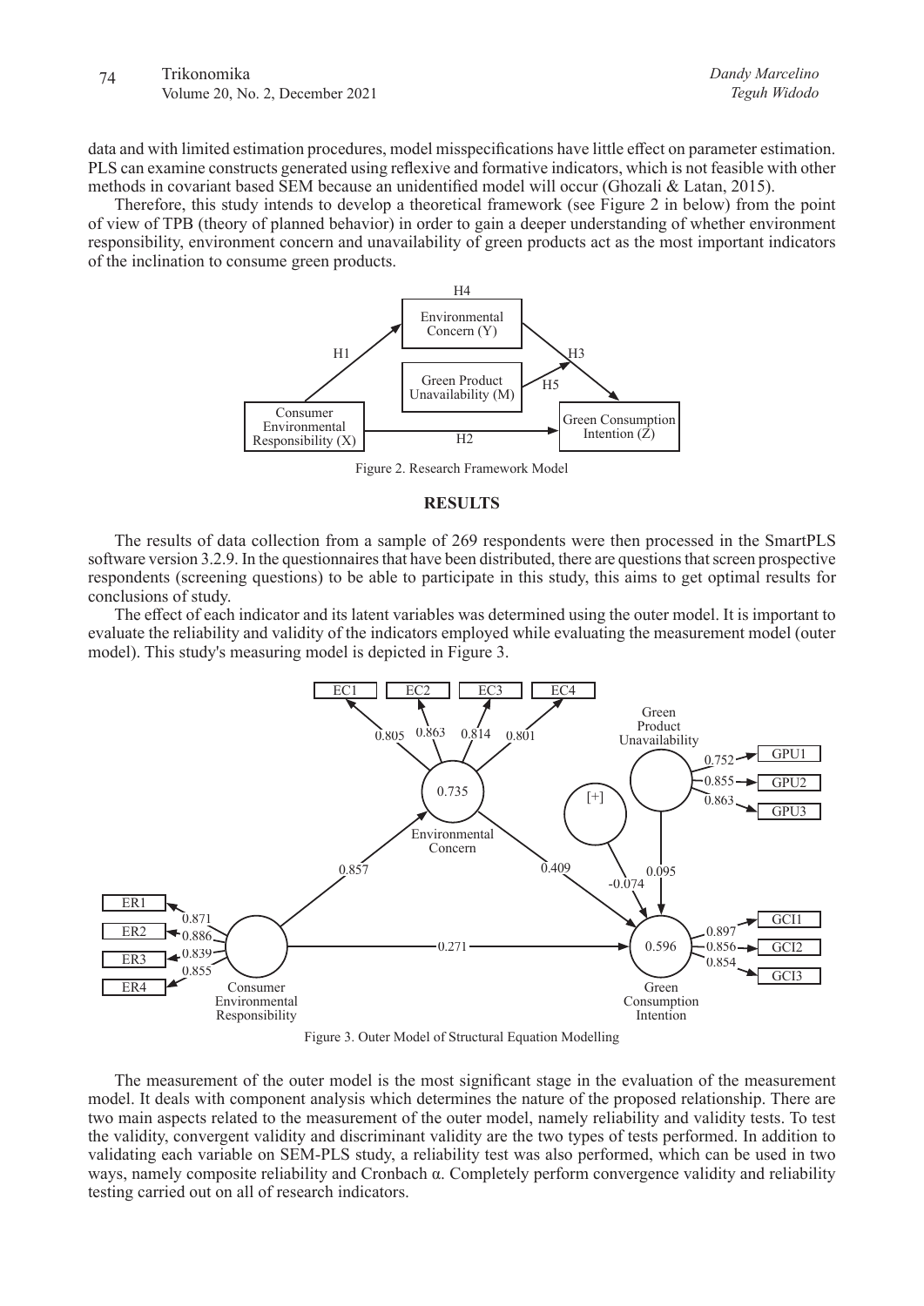data and with limited estimation procedures, model misspecifications have little effect on parameter estimation. PLS can examine constructs generated using reflexive and formative indicators, which is not feasible with other methods in covariant based SEM because an unidentified model will occur (Ghozali & Latan, 2015).

Therefore, this study intends to develop a theoretical framework (see Figure 2 in below) from the point of view of TPB (theory of planned behavior) in order to gain a deeper understanding of whether environment responsibility, environment concern and unavailability of green products act as the most important indicators of the inclination to consume green products.

Figure 2. Research Framework Model

## RESULTS

The results of data collection from a sample of 269 respondents were then processed in the SmartPLS software version 3.2.9. In the questionnaires that have been distributed, there are questions that screen prospective respondents (screening questions) to be able to participate in this study, this aims to get optimal results for conclusions of study.

The effect of each indicator and its latent variables was determined using the outer model. It is important to evaluate the reliability and validity of the indicators employed while evaluating the measurement model (outer model). This study's measuring model is depicted in Figure 3.

Figure 3. Outer Model of Structural Equation Modelling

The measurement of the outer model is the most significant stage in the evaluation of the measurement model. It deals with component analysis which determines the nature of the proposed relationship. There are two main aspects related to the measurement of the outer model, namely reliability and validity tests. To test the validity, convergent validity and discriminant validity are the two types of tests performed. In addition to validating each variable on SEM-PLS study, a reliability test was also performed, which can be used in two ways, namely composite reliability and Cronbach α. Completely perform convergence validity and reliability testing carried out on all of research indicators.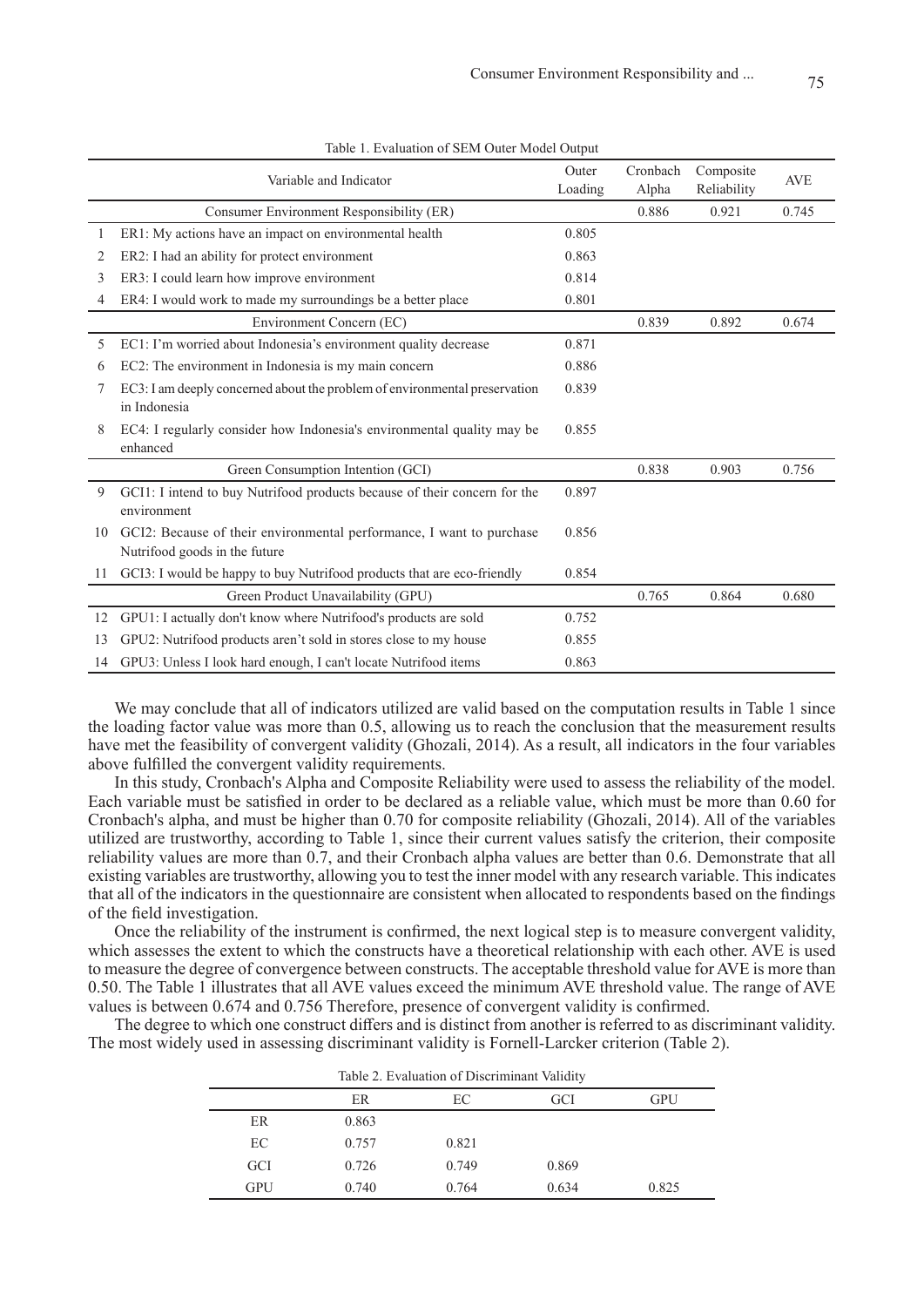Table 1. Evaluation of SEM Outer Model Output

| | Variable and Indicator | Outer Loading | Cronbach Alpha | Composite Reliability | AVE |
|---|---|---|---|---|---|
| | Consumer Environment Responsibility (ER) | | 0.886 | 0.921 | 0.745 |
| 1 | ER1: My actions have an impact on environmental health | 0.805 | | | |
| 2 | ER2: I had an ability for protect environment | 0.863 | | | |
| 3 | ER3: I could learn how improve environment | 0.814 | | | |
| 4 | ER4: I would work to made my surroundings be a better place | 0.801 | | | |
| | Environment Concern (EC) | | 0.839 | 0.892 | 0.674 |
| 5 | EC1: I'm worried about Indonesia's environment quality decrease | 0.871 | | | |
| 6 | EC2: The environment in Indonesia is my main concern | 0.886 | | | |
| 7 | EC3: I am deeply concerned about the problem of environmental preservation in Indonesia | 0.839 | | | |
| 8 | EC4: I regularly consider how Indonesia's environmental quality may be enhanced | 0.855 | | | |
| | Green Consumption Intention (GCI) | | 0.838 | 0.903 | 0.756 |
| 9 | GCI1: I intend to buy Nutrifood products because of their concern for the environment | 0.897 | | | |
| 10 | GCI2: Because of their environmental performance, I want to purchase Nutrifood goods in the future | 0.856 | | | |
| 11 | GCI3: I would be happy to buy Nutrifood products that are eco-friendly | 0.854 | | | |
| | Green Product Unavailability (GPU) | | 0.765 | 0.864 | 0.680 |
| 12 | GPU1: I actually don't know where Nutrifood's products are sold | 0.752 | | | |
| 13 | GPU2: Nutrifood products aren't sold in stores close to my house | 0.855 | | | |
| 14 | GPU3: Unless I look hard enough, I can't locate Nutrifood items | 0.863 | | | |

We may conclude that all of indicators utilized are valid based on the computation results in Table 1 since the loading factor value was more than 0.5, allowing us to reach the conclusion that the measurement results have met the feasibility of convergent validity (Ghozali, 2014). As a result, all indicators in the four variables above fulfilled the convergent validity requirements.

In this study, Cronbach's Alpha and Composite Reliability were used to assess the reliability of the model. Each variable must be satisfied in order to be declared as a reliable value, which must be more than 0.60 for Cronbach's alpha, and must be higher than 0.70 for composite reliability (Ghozali, 2014). All of the variables utilized are trustworthy, according to Table 1, since their current values satisfy the criterion, their composite reliability values are more than 0.7, and their Cronbach alpha values are better than 0.6. Demonstrate that all existing variables are trustworthy, allowing you to test the inner model with any research variable. This indicates that all of the indicators in the questionnaire are consistent when allocated to respondents based on the findings of the field investigation.

Once the reliability of the instrument is confirmed, the next logical step is to measure convergent validity, which assesses the extent to which the constructs have a theoretical relationship with each other. AVE is used to measure the degree of convergence between constructs. The acceptable threshold value for AVE is more than 0.50. The Table 1 illustrates that all AVE values exceed the minimum AVE threshold value. The range of AVE values is between 0.674 and 0.756 Therefore, presence of convergent validity is confirmed.

The degree to which one construct differs and is distinct from another is referred to as discriminant validity. The most widely used in assessing discriminant validity is Fornell-Larcker criterion (Table 2).

Table 2. Evaluation of Discriminant Validity

| | ER | EC | GCI | GPU |
|---|---|---|---|---|
| ER | 0.863 | | | |
| EC | 0.757 | 0.821 | | |
| GCI | 0.726 | 0.749 | 0.869 | |
| GPU | 0.740 | 0.764 | 0.634 | 0.825 |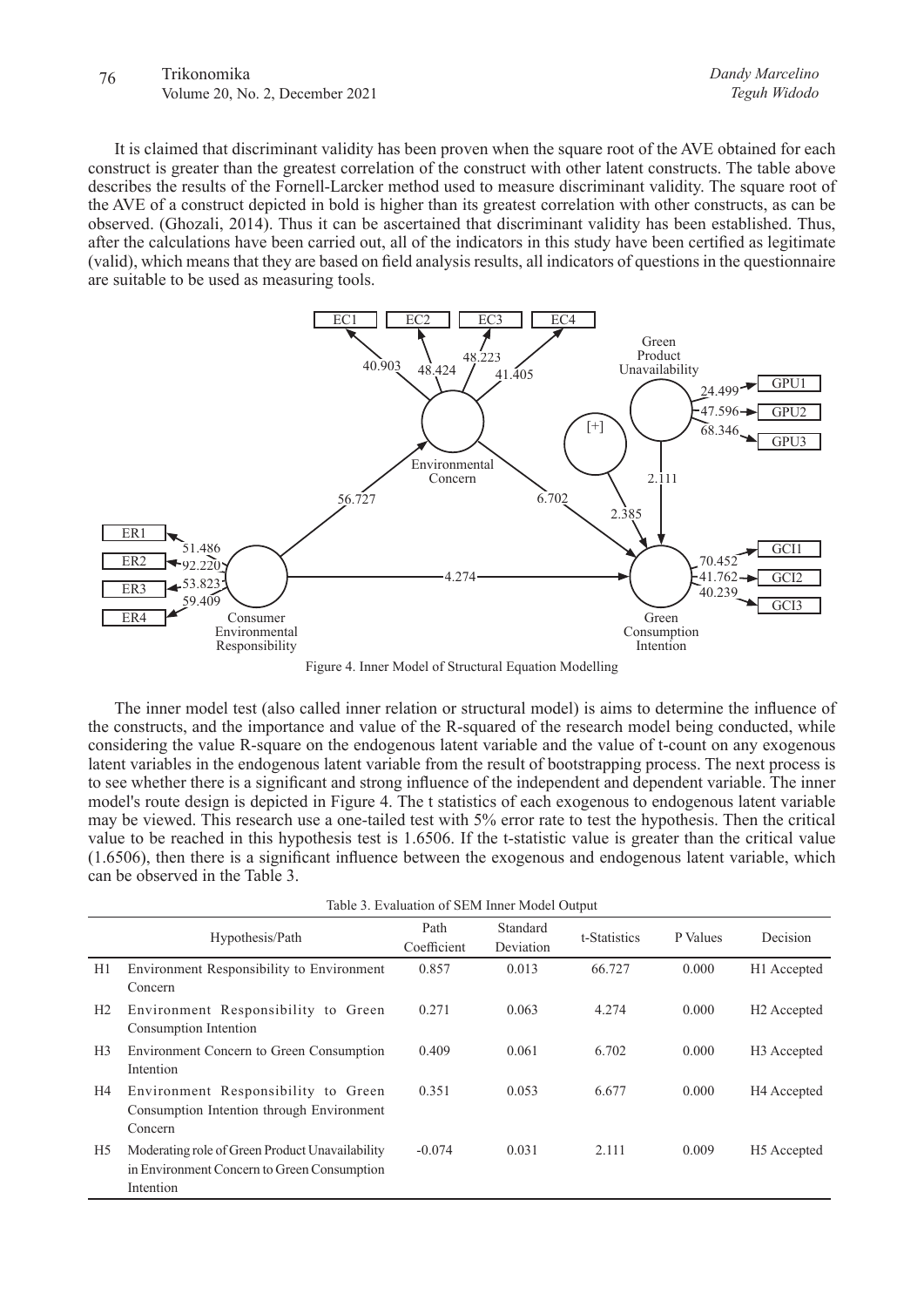It is claimed that discriminant validity has been proven when the square root of the AVE obtained for each construct is greater than the greatest correlation of the construct with other latent constructs. The table above describes the results of the Fornell-Larcker method used to measure discriminant validity. The square root of the AVE of a construct depicted in bold is higher than its greatest correlation with other constructs, as can be observed. (Ghozali, 2014). Thus it can be ascertained that discriminant validity has been established. Thus, after the calculations have been carried out, all of the indicators in this study have been certified as legitimate (valid), which means that they are based on field analysis results, all indicators of questions in the questionnaire are suitable to be used as measuring tools.

Figure 4. Inner Model of Structural Equation Modelling

The inner model test (also called inner relation or structural model) is aims to determine the influence of the constructs, and the importance and value of the R-squared of the research model being conducted, while considering the value R-square on the endogenous latent variable and the value of t-count on any exogenous latent variables in the endogenous latent variable from the result of bootstrapping process. The next process is to see whether there is a significant and strong influence of the independent and dependent variable. The inner model's route design is depicted in Figure 4. The t statistics of each exogenous to endogenous latent variable may be viewed. This research use a one-tailed test with 5% error rate to test the hypothesis. Then the critical value to be reached in this hypothesis test is 1.6506. If the t-statistic value is greater than the critical value (1.6506), then there is a significant influence between the exogenous and endogenous latent variable, which can be observed in the Table 3.

Table 3. Evaluation of SEM Inner Model Output

| | Hypothesis/Path | Path Coefficient | Standard Deviation | t-Statistics | P Values | Decision |
|---|---|---|---|---|---|---|
| H1 | Environment Responsibility to Environment Concern | 0.857 | 0.013 | 66.727 | 0.000 | H1 Accepted |
| H2 | Environment Responsibility to Green Consumption Intention | 0.271 | 0.063 | 4.274 | 0.000 | H2 Accepted |
| H3 | Environment Concern to Green Consumption Intention | 0.409 | 0.061 | 6.702 | 0.000 | H3 Accepted |
| H4 | Environment Responsibility to Green Consumption Intention through Environment Concern | 0.351 | 0.053 | 6.677 | 0.000 | H4 Accepted |
| H5 | Moderating role of Green Product Unavailability in Environment Concern to Green Consumption Intention | -0.074 | 0.031 | 2.111 | 0.009 | H5 Accepted |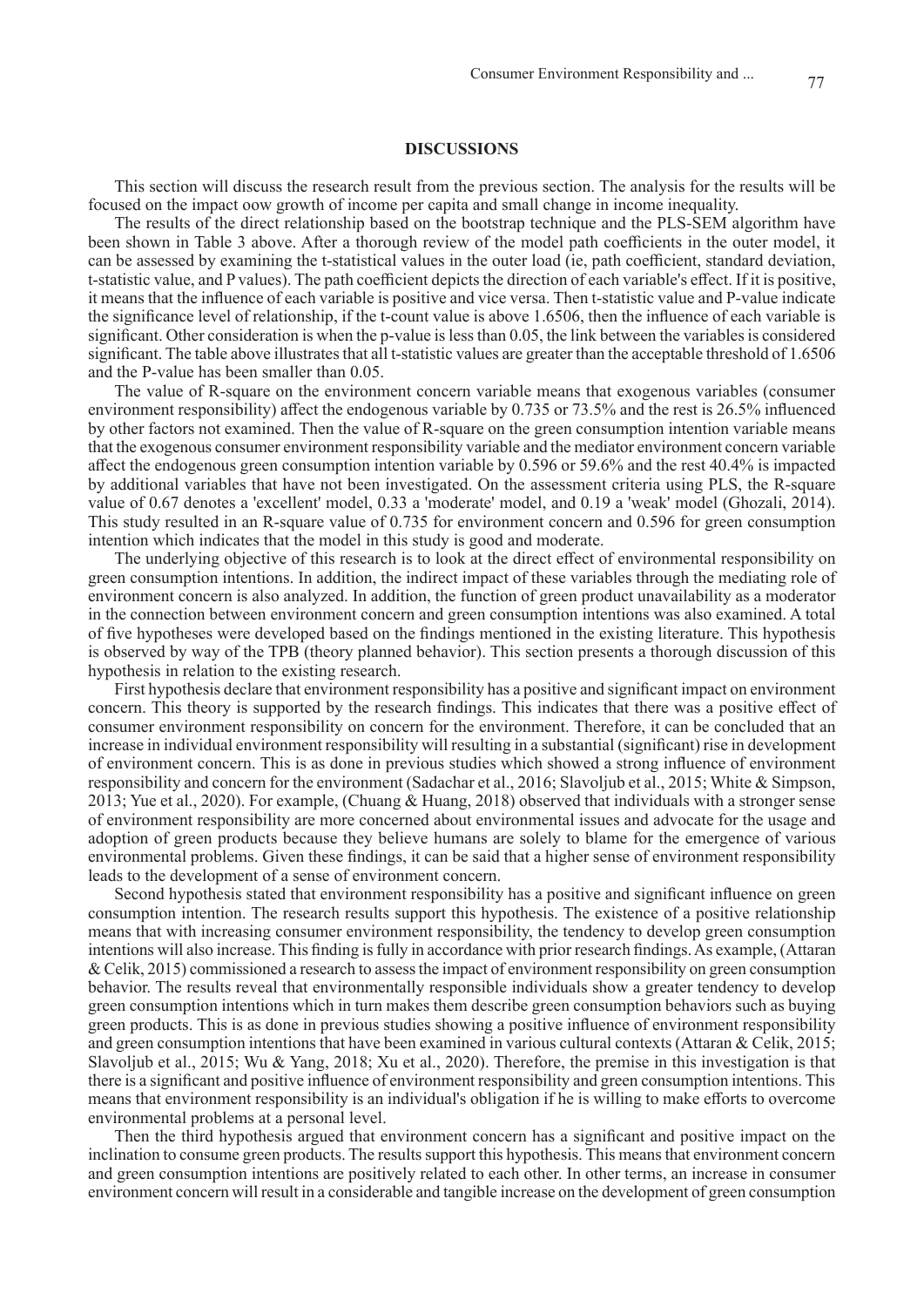## DISCUSSIONS

This section will discuss the research result from the previous section. The analysis for the results will be focused on the impact oow growth of income per capita and small change in income inequality.

The results of the direct relationship based on the bootstrap technique and the PLS-SEM algorithm have been shown in Table 3 above. After a thorough review of the model path coefficients in the outer model, it can be assessed by examining the t-statistical values in the outer load (ie, path coefficient, standard deviation, t-statistic value, and P values). The path coefficient depicts the direction of each variable's effect. If it is positive, it means that the influence of each variable is positive and vice versa. Then t-statistic value and P-value indicate the significance level of relationship, if the t-count value is above 1.6506, then the influence of each variable is significant. Other consideration is when the p-value is less than 0.05, the link between the variables is considered significant. The table above illustrates that all t-statistic values are greater than the acceptable threshold of 1.6506 and the P-value has been smaller than 0.05.

The value of R-square on the environment concern variable means that exogenous variables (consumer environment responsibility) affect the endogenous variable by 0.735 or 73.5% and the rest is 26.5% influenced by other factors not examined. Then the value of R-square on the green consumption intention variable means that the exogenous consumer environment responsibility variable and the mediator environment concern variable affect the endogenous green consumption intention variable by 0.596 or 59.6% and the rest 40.4% is impacted by additional variables that have not been investigated. On the assessment criteria using PLS, the R-square value of 0.67 denotes a 'excellent' model, 0.33 a 'moderate' model, and 0.19 a 'weak' model (Ghozali, 2014). This study resulted in an R-square value of 0.735 for environment concern and 0.596 for green consumption intention which indicates that the model in this study is good and moderate.

The underlying objective of this research is to look at the direct effect of environmental responsibility on green consumption intentions. In addition, the indirect impact of these variables through the mediating role of environment concern is also analyzed. In addition, the function of green product unavailability as a moderator in the connection between environment concern and green consumption intentions was also examined. A total of five hypotheses were developed based on the findings mentioned in the existing literature. This hypothesis is observed by way of the TPB (theory planned behavior). This section presents a thorough discussion of this hypothesis in relation to the existing research.

First hypothesis declare that environment responsibility has a positive and significant impact on environment concern. This theory is supported by the research findings. This indicates that there was a positive effect of consumer environment responsibility on concern for the environment. Therefore, it can be concluded that an increase in individual environment responsibility will resulting in a substantial (significant) rise in development of environment concern. This is as done in previous studies which showed a strong influence of environment responsibility and concern for the environment (Sadachar et al., 2016; Slavoljub et al., 2015; White & Simpson, 2013; Yue et al., 2020). For example, (Chuang & Huang, 2018) observed that individuals with a stronger sense of environment responsibility are more concerned about environmental issues and advocate for the usage and adoption of green products because they believe humans are solely to blame for the emergence of various environmental problems. Given these findings, it can be said that a higher sense of environment responsibility leads to the development of a sense of environment concern.

Second hypothesis stated that environment responsibility has a positive and significant influence on green consumption intention. The research results support this hypothesis. The existence of a positive relationship means that with increasing consumer environment responsibility, the tendency to develop green consumption intentions will also increase. This finding is fully in accordance with prior research findings. As example, (Attaran & Celik, 2015) commissioned a research to assess the impact of environment responsibility on green consumption behavior. The results reveal that environmentally responsible individuals show a greater tendency to develop green consumption intentions which in turn makes them describe green consumption behaviors such as buying green products. This is as done in previous studies showing a positive influence of environment responsibility and green consumption intentions that have been examined in various cultural contexts (Attaran & Celik, 2015; Slavoljub et al., 2015; Wu & Yang, 2018; Xu et al., 2020). Therefore, the premise in this investigation is that there is a significant and positive influence of environment responsibility and green consumption intentions. This means that environment responsibility is an individual's obligation if he is willing to make efforts to overcome environmental problems at a personal level.

Then the third hypothesis argued that environment concern has a significant and positive impact on the inclination to consume green products. The results support this hypothesis. This means that environment concern and green consumption intentions are positively related to each other. In other terms, an increase in consumer environment concern will result in a considerable and tangible increase on the development of green consumption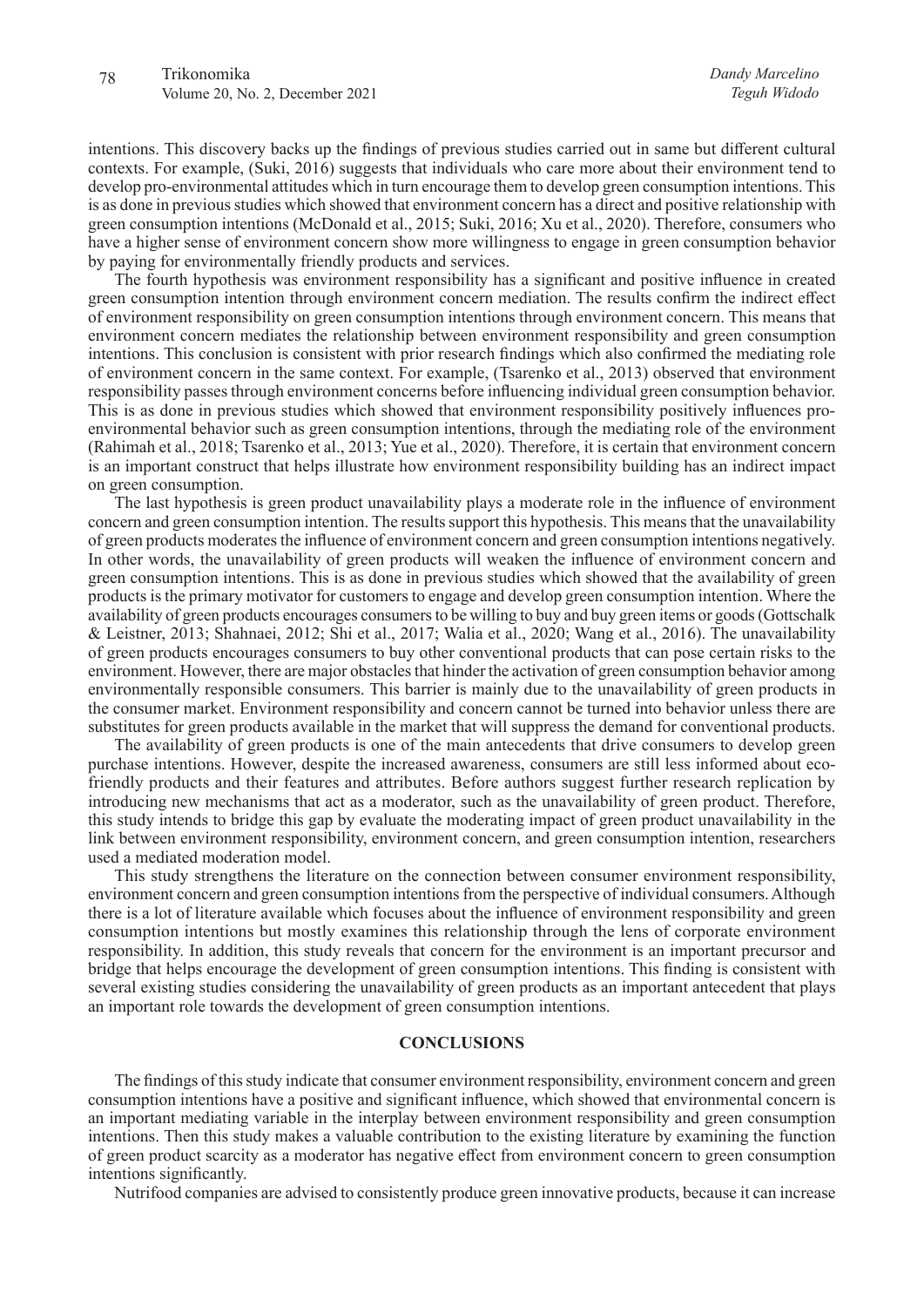intentions. This discovery backs up the findings of previous studies carried out in same but different cultural contexts. For example, (Suki, 2016) suggests that individuals who care more about their environment tend to develop pro-environmental attitudes which in turn encourage them to develop green consumption intentions. This is as done in previous studies which showed that environment concern has a direct and positive relationship with green consumption intentions (McDonald et al., 2015; Suki, 2016; Xu et al., 2020). Therefore, consumers who have a higher sense of environment concern show more willingness to engage in green consumption behavior by paying for environmentally friendly products and services.

The fourth hypothesis was environment responsibility has a significant and positive influence in created green consumption intention through environment concern mediation. The results confirm the indirect effect of environment responsibility on green consumption intentions through environment concern. This means that environment concern mediates the relationship between environment responsibility and green consumption intentions. This conclusion is consistent with prior research findings which also confirmed the mediating role of environment concern in the same context. For example, (Tsarenko et al., 2013) observed that environment responsibility passes through environment concerns before influencing individual green consumption behavior. This is as done in previous studies which showed that environment responsibility positively influences pro-environmental behavior such as green consumption intentions, through the mediating role of the environment (Rahimah et al., 2018; Tsarenko et al., 2013; Yue et al., 2020). Therefore, it is certain that environment concern is an important construct that helps illustrate how environment responsibility building has an indirect impact on green consumption.

The last hypothesis is green product unavailability plays a moderate role in the influence of environment concern and green consumption intention. The results support this hypothesis. This means that the unavailability of green products moderates the influence of environment concern and green consumption intentions negatively. In other words, the unavailability of green products will weaken the influence of environment concern and green consumption intentions. This is as done in previous studies which showed that the availability of green products is the primary motivator for customers to engage and develop green consumption intention. Where the availability of green products encourages consumers to be willing to buy and buy green items or goods (Gottschalk & Leistner, 2013; Shahnaei, 2012; Shi et al., 2017; Walia et al., 2020; Wang et al., 2016). The unavailability of green products encourages consumers to buy other conventional products that can pose certain risks to the environment. However, there are major obstacles that hinder the activation of green consumption behavior among environmentally responsible consumers. This barrier is mainly due to the unavailability of green products in the consumer market. Environment responsibility and concern cannot be turned into behavior unless there are substitutes for green products available in the market that will suppress the demand for conventional products.

The availability of green products is one of the main antecedents that drive consumers to develop green purchase intentions. However, despite the increased awareness, consumers are still less informed about eco-friendly products and their features and attributes. Before authors suggest further research replication by introducing new mechanisms that act as a moderator, such as the unavailability of green product. Therefore, this study intends to bridge this gap by evaluate the moderating impact of green product unavailability in the link between environment responsibility, environment concern, and green consumption intention, researchers used a mediated moderation model.

This study strengthens the literature on the connection between consumer environment responsibility, environment concern and green consumption intentions from the perspective of individual consumers. Although there is a lot of literature available which focuses about the influence of environment responsibility and green consumption intentions but mostly examines this relationship through the lens of corporate environment responsibility. In addition, this study reveals that concern for the environment is an important precursor and bridge that helps encourage the development of green consumption intentions. This finding is consistent with several existing studies considering the unavailability of green products as an important antecedent that plays an important role towards the development of green consumption intentions.

## CONCLUSIONS

The findings of this study indicate that consumer environment responsibility, environment concern and green consumption intentions have a positive and significant influence, which showed that environmental concern is an important mediating variable in the interplay between environment responsibility and green consumption intentions. Then this study makes a valuable contribution to the existing literature by examining the function of green product scarcity as a moderator has negative effect from environment concern to green consumption intentions significantly.

Nutrifood companies are advised to consistently produce green innovative products, because it can increase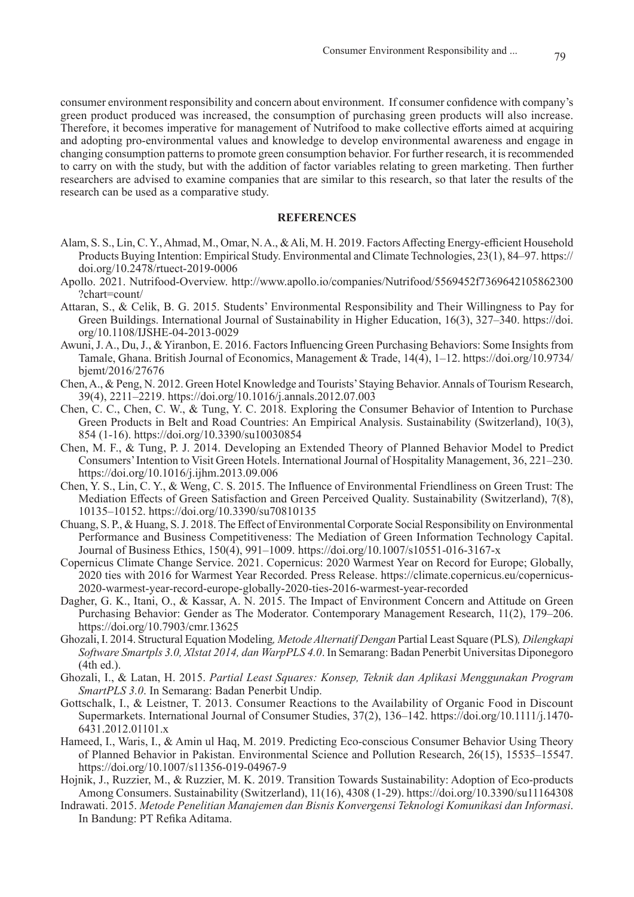consumer environment responsibility and concern about environment. If consumer confidence with company's green product produced was increased, the consumption of purchasing green products will also increase. Therefore, it becomes imperative for management of Nutrifood to make collective efforts aimed at acquiring and adopting pro-environmental values and knowledge to develop environmental awareness and engage in changing consumption patterns to promote green consumption behavior. For further research, it is recommended to carry on with the study, but with the addition of factor variables relating to green marketing. Then further researchers are advised to examine companies that are similar to this research, so that later the results of the research can be used as a comparative study.

## REFERENCES

Alam, S. S., Lin, C. Y., Ahmad, M., Omar, N. A., & Ali, M. H. 2019. Factors Affecting Energy-efficient Household Products Buying Intention: Empirical Study. Environmental and Climate Technologies, 23(1), 84–97. https://doi.org/10.2478/rtuect-2019-0006

Apollo. 2021. Nutrifood-Overview. http://www.apollo.io/companies/Nutrifood/5569452f7369642105862300?chart=count/

Attaran, S., & Celik, B. G. 2015. Students' Environmental Responsibility and Their Willingness to Pay for Green Buildings. International Journal of Sustainability in Higher Education, 16(3), 327–340. https://doi.org/10.1108/IJSHE-04-2013-0029

Awuni, J. A., Du, J., & Yiranbon, E. 2016. Factors Influencing Green Purchasing Behaviors: Some Insights from Tamale, Ghana. British Journal of Economics, Management & Trade, 14(4), 1–12. https://doi.org/10.9734/bjemt/2016/27676

Chen, A., & Peng, N. 2012. Green Hotel Knowledge and Tourists' Staying Behavior. Annals of Tourism Research, 39(4), 2211–2219. https://doi.org/10.1016/j.annals.2012.07.003

Chen, C. C., Chen, C. W., & Tung, Y. C. 2018. Exploring the Consumer Behavior of Intention to Purchase Green Products in Belt and Road Countries: An Empirical Analysis. Sustainability (Switzerland), 10(3), 854 (1-16). https://doi.org/10.3390/su10030854

Chen, M. F., & Tung, P. J. 2014. Developing an Extended Theory of Planned Behavior Model to Predict Consumers' Intention to Visit Green Hotels. International Journal of Hospitality Management, 36, 221–230. https://doi.org/10.1016/j.ijhm.2013.09.006

Chen, Y. S., Lin, C. Y., & Weng, C. S. 2015. The Influence of Environmental Friendliness on Green Trust: The Mediation Effects of Green Satisfaction and Green Perceived Quality. Sustainability (Switzerland), 7(8), 10135–10152. https://doi.org/10.3390/su70810135

Chuang, S. P., & Huang, S. J. 2018. The Effect of Environmental Corporate Social Responsibility on Environmental Performance and Business Competitiveness: The Mediation of Green Information Technology Capital. Journal of Business Ethics, 150(4), 991–1009. https://doi.org/10.1007/s10551-016-3167-x

Copernicus Climate Change Service. 2021. Copernicus: 2020 Warmest Year on Record for Europe; Globally, 2020 ties with 2016 for Warmest Year Recorded. Press Release. https://climate.copernicus.eu/copernicus-2020-warmest-year-record-europe-globally-2020-ties-2016-warmest-year-recorded

Dagher, G. K., Itani, O., & Kassar, A. N. 2015. The Impact of Environment Concern and Attitude on Green Purchasing Behavior: Gender as The Moderator. Contemporary Management Research, 11(2), 179–206. https://doi.org/10.7903/cmr.13625

Ghozali, I. 2014. Structural Equation Modeling*, Metode Alternatif Dengan* Partial Least Square (PLS)*, Dilengkapi Software Smartpls 3.0, Xlstat 2014, dan WarpPLS 4.0*. In Semarang: Badan Penerbit Universitas Diponegoro (4th ed.).

Ghozali, I., & Latan, H. 2015. *Partial Least Squares: Konsep, Teknik dan Aplikasi Menggunakan Program SmartPLS 3.0*. In Semarang: Badan Penerbit Undip.

Gottschalk, I., & Leistner, T. 2013. Consumer Reactions to the Availability of Organic Food in Discount Supermarkets. International Journal of Consumer Studies, 37(2), 136–142. https://doi.org/10.1111/j.1470-6431.2012.01101.x

Hameed, I., Waris, I., & Amin ul Haq, M. 2019. Predicting Eco-conscious Consumer Behavior Using Theory of Planned Behavior in Pakistan. Environmental Science and Pollution Research, 26(15), 15535–15547. https://doi.org/10.1007/s11356-019-04967-9

Hojnik, J., Ruzzier, M., & Ruzzier, M. K. 2019. Transition Towards Sustainability: Adoption of Eco-products Among Consumers. Sustainability (Switzerland), 11(16), 4308 (1-29). https://doi.org/10.3390/su11164308

Indrawati. 2015. *Metode Penelitian Manajemen dan Bisnis Konvergensi Teknologi Komunikasi dan Informasi*. In Bandung: PT Refika Aditama.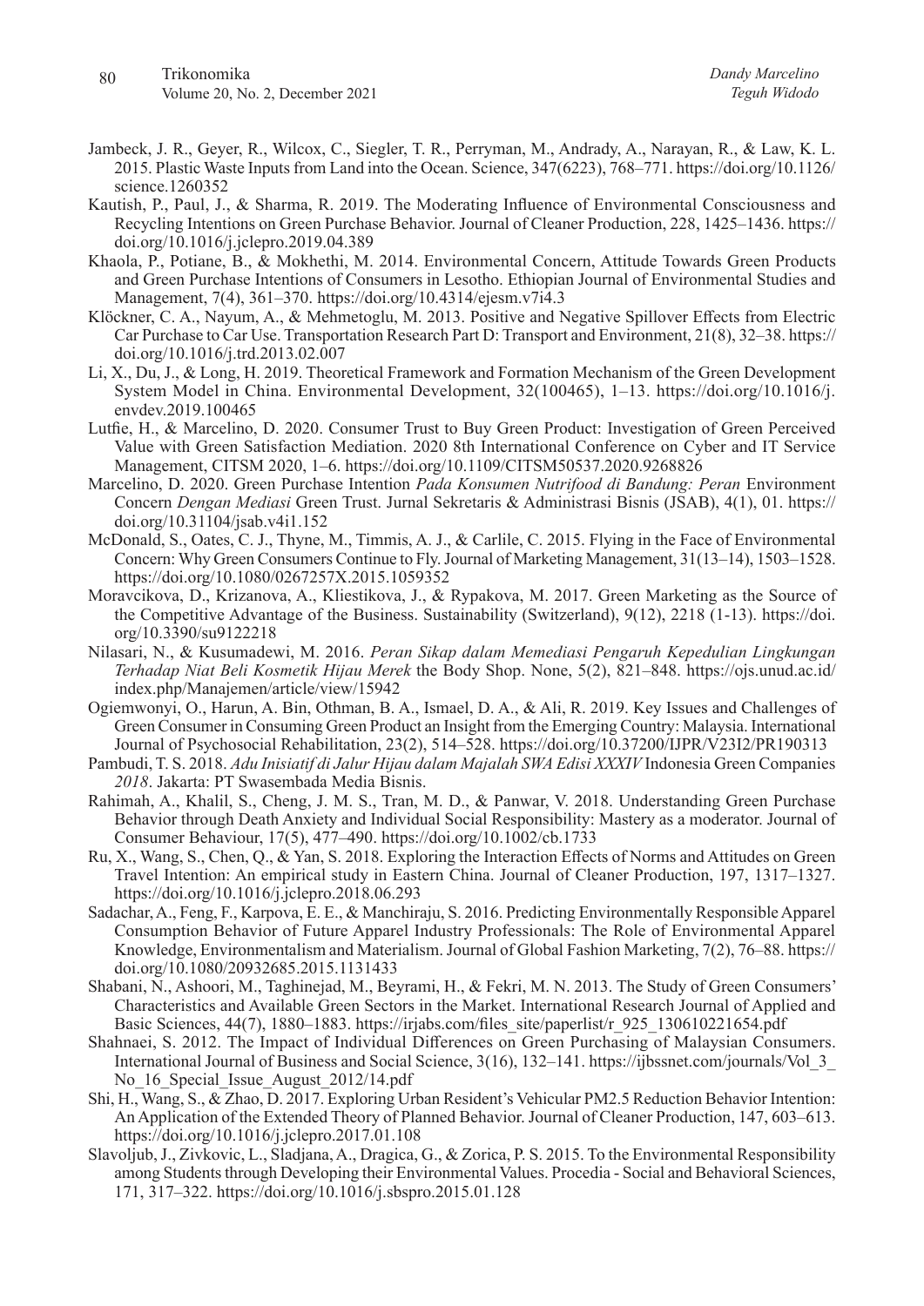Jambeck, J. R., Geyer, R., Wilcox, C., Siegler, T. R., Perryman, M., Andrady, A., Narayan, R., & Law, K. L. 2015. Plastic Waste Inputs from Land into the Ocean. Science, 347(6223), 768–771. https://doi.org/10.1126/science.1260352

Kautish, P., Paul, J., & Sharma, R. 2019. The Moderating Influence of Environmental Consciousness and Recycling Intentions on Green Purchase Behavior. Journal of Cleaner Production, 228, 1425–1436. https://doi.org/10.1016/j.jclepro.2019.04.389

Khaola, P., Potiane, B., & Mokhethi, M. 2014. Environmental Concern, Attitude Towards Green Products and Green Purchase Intentions of Consumers in Lesotho. Ethiopian Journal of Environmental Studies and Management, 7(4), 361–370. https://doi.org/10.4314/ejesm.v7i4.3

Klöckner, C. A., Nayum, A., & Mehmetoglu, M. 2013. Positive and Negative Spillover Effects from Electric Car Purchase to Car Use. Transportation Research Part D: Transport and Environment, 21(8), 32–38. https://doi.org/10.1016/j.trd.2013.02.007

Li, X., Du, J., & Long, H. 2019. Theoretical Framework and Formation Mechanism of the Green Development System Model in China. Environmental Development, 32(100465), 1–13. https://doi.org/10.1016/j.envdev.2019.100465

Lutfie, H., & Marcelino, D. 2020. Consumer Trust to Buy Green Product: Investigation of Green Perceived Value with Green Satisfaction Mediation. 2020 8th International Conference on Cyber and IT Service Management, CITSM 2020, 1–6. https://doi.org/10.1109/CITSM50537.2020.9268826

Marcelino, D. 2020. Green Purchase Intention *Pada Konsumen Nutrifood di Bandung: Peran* Environment Concern *Dengan Mediasi* Green Trust. Jurnal Sekretaris & Administrasi Bisnis (JSAB), 4(1), 01. https://doi.org/10.31104/jsab.v4i1.152

McDonald, S., Oates, C. J., Thyne, M., Timmis, A. J., & Carlile, C. 2015. Flying in the Face of Environmental Concern: Why Green Consumers Continue to Fly. Journal of Marketing Management, 31(13–14), 1503–1528. https://doi.org/10.1080/0267257X.2015.1059352

Moravcikova, D., Krizanova, A., Kliestikova, J., & Rypakova, M. 2017. Green Marketing as the Source of the Competitive Advantage of the Business. Sustainability (Switzerland), 9(12), 2218 (1-13). https://doi.org/10.3390/su9122218

Nilasari, N., & Kusumadewi, M. 2016. *Peran Sikap dalam Memediasi Pengaruh Kepedulian Lingkungan Terhadap Niat Beli Kosmetik Hijau Merek* the Body Shop. None, 5(2), 821–848. https://ojs.unud.ac.id/index.php/Manajemen/article/view/15942

Ogiemwonyi, O., Harun, A. Bin, Othman, B. A., Ismael, D. A., & Ali, R. 2019. Key Issues and Challenges of Green Consumer in Consuming Green Product an Insight from the Emerging Country: Malaysia. International Journal of Psychosocial Rehabilitation, 23(2), 514–528. https://doi.org/10.37200/IJPR/V23I2/PR190313

Pambudi, T. S. 2018. *Adu Inisiatif di Jalur Hijau dalam Majalah SWA Edisi XXXIV* Indonesia Green Companies *2018*. Jakarta: PT Swasembada Media Bisnis.

Rahimah, A., Khalil, S., Cheng, J. M. S., Tran, M. D., & Panwar, V. 2018. Understanding Green Purchase Behavior through Death Anxiety and Individual Social Responsibility: Mastery as a moderator. Journal of Consumer Behaviour, 17(5), 477–490. https://doi.org/10.1002/cb.1733

Ru, X., Wang, S., Chen, Q., & Yan, S. 2018. Exploring the Interaction Effects of Norms and Attitudes on Green Travel Intention: An empirical study in Eastern China. Journal of Cleaner Production, 197, 1317–1327. https://doi.org/10.1016/j.jclepro.2018.06.293

Sadachar, A., Feng, F., Karpova, E. E., & Manchiraju, S. 2016. Predicting Environmentally Responsible Apparel Consumption Behavior of Future Apparel Industry Professionals: The Role of Environmental Apparel Knowledge, Environmentalism and Materialism. Journal of Global Fashion Marketing, 7(2), 76–88. https://doi.org/10.1080/20932685.2015.1131433

Shabani, N., Ashoori, M., Taghinejad, M., Beyrami, H., & Fekri, M. N. 2013. The Study of Green Consumers' Characteristics and Available Green Sectors in the Market. International Research Journal of Applied and Basic Sciences, 44(7), 1880–1883. https://irjabs.com/files_site/paperlist/r_925_130610221654.pdf

Shahnaei, S. 2012. The Impact of Individual Differences on Green Purchasing of Malaysian Consumers. International Journal of Business and Social Science, 3(16), 132–141. https://ijbssnet.com/journals/Vol_3_No_16_Special_Issue_August_2012/14.pdf

Shi, H., Wang, S., & Zhao, D. 2017. Exploring Urban Resident's Vehicular PM2.5 Reduction Behavior Intention: An Application of the Extended Theory of Planned Behavior. Journal of Cleaner Production, 147, 603–613. https://doi.org/10.1016/j.jclepro.2017.01.108

Slavoljub, J., Zivkovic, L., Sladjana, A., Dragica, G., & Zorica, P. S. 2015. To the Environmental Responsibility among Students through Developing their Environmental Values. Procedia - Social and Behavioral Sciences, 171, 317–322. https://doi.org/10.1016/j.sbspro.2015.01.128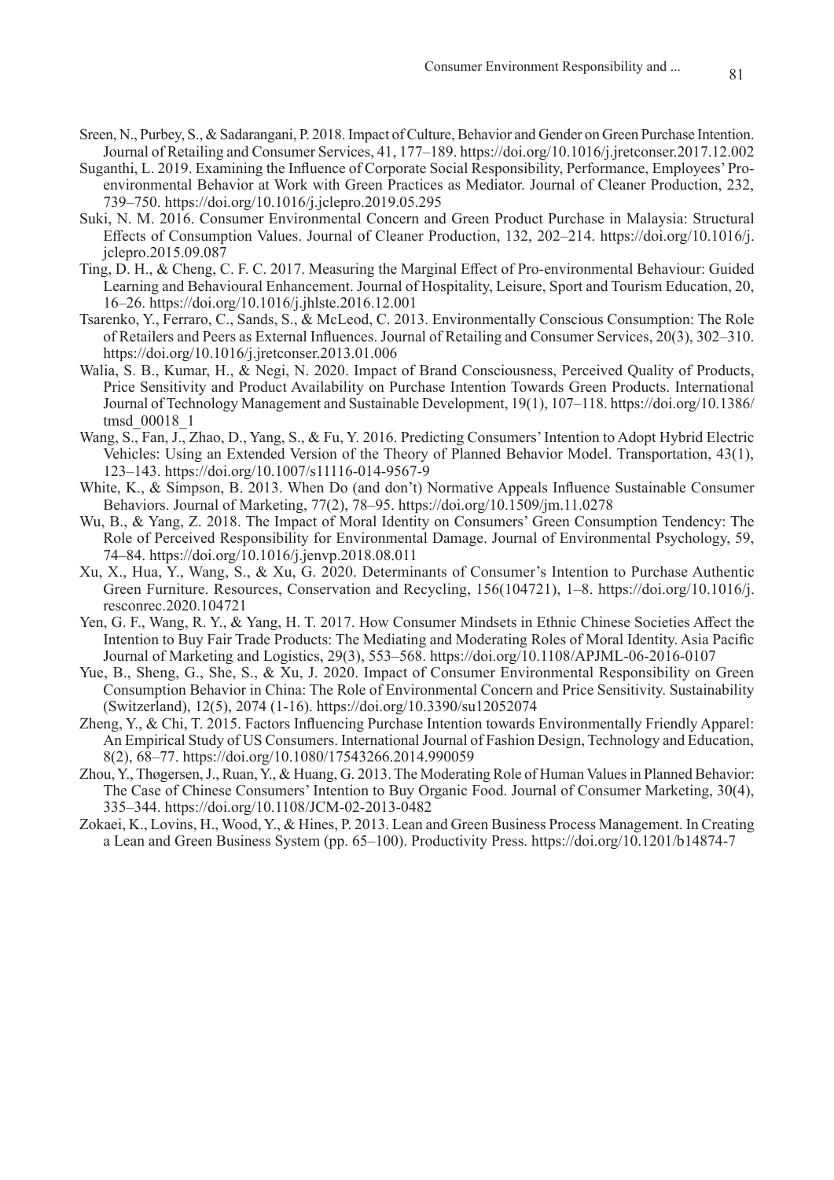Sreen, N., Purbey, S., & Sadarangani, P. 2018. Impact of Culture, Behavior and Gender on Green Purchase Intention. Journal of Retailing and Consumer Services, 41, 177–189. https://doi.org/10.1016/j.jretconser.2017.12.002

Suganthi, L. 2019. Examining the Influence of Corporate Social Responsibility, Performance, Employees' Pro-environmental Behavior at Work with Green Practices as Mediator. Journal of Cleaner Production, 232, 739–750. https://doi.org/10.1016/j.jclepro.2019.05.295

Suki, N. M. 2016. Consumer Environmental Concern and Green Product Purchase in Malaysia: Structural Effects of Consumption Values. Journal of Cleaner Production, 132, 202–214. https://doi.org/10.1016/j.jclepro.2015.09.087

Ting, D. H., & Cheng, C. F. C. 2017. Measuring the Marginal Effect of Pro-environmental Behaviour: Guided Learning and Behavioural Enhancement. Journal of Hospitality, Leisure, Sport and Tourism Education, 20, 16–26. https://doi.org/10.1016/j.jhlste.2016.12.001

Tsarenko, Y., Ferraro, C., Sands, S., & McLeod, C. 2013. Environmentally Conscious Consumption: The Role of Retailers and Peers as External Influences. Journal of Retailing and Consumer Services, 20(3), 302–310. https://doi.org/10.1016/j.jretconser.2013.01.006

Walia, S. B., Kumar, H., & Negi, N. 2020. Impact of Brand Consciousness, Perceived Quality of Products, Price Sensitivity and Product Availability on Purchase Intention Towards Green Products. International Journal of Technology Management and Sustainable Development, 19(1), 107–118. https://doi.org/10.1386/tmsd_00018_1

Wang, S., Fan, J., Zhao, D., Yang, S., & Fu, Y. 2016. Predicting Consumers' Intention to Adopt Hybrid Electric Vehicles: Using an Extended Version of the Theory of Planned Behavior Model. Transportation, 43(1), 123–143. https://doi.org/10.1007/s11116-014-9567-9

White, K., & Simpson, B. 2013. When Do (and don't) Normative Appeals Influence Sustainable Consumer Behaviors. Journal of Marketing, 77(2), 78–95. https://doi.org/10.1509/jm.11.0278

Wu, B., & Yang, Z. 2018. The Impact of Moral Identity on Consumers' Green Consumption Tendency: The Role of Perceived Responsibility for Environmental Damage. Journal of Environmental Psychology, 59, 74–84. https://doi.org/10.1016/j.jenvp.2018.08.011

Xu, X., Hua, Y., Wang, S., & Xu, G. 2020. Determinants of Consumer's Intention to Purchase Authentic Green Furniture. Resources, Conservation and Recycling, 156(104721), 1–8. https://doi.org/10.1016/j.resconrec.2020.104721

Yen, G. F., Wang, R. Y., & Yang, H. T. 2017. How Consumer Mindsets in Ethnic Chinese Societies Affect the Intention to Buy Fair Trade Products: The Mediating and Moderating Roles of Moral Identity. Asia Pacific Journal of Marketing and Logistics, 29(3), 553–568. https://doi.org/10.1108/APJML-06-2016-0107

Yue, B., Sheng, G., She, S., & Xu, J. 2020. Impact of Consumer Environmental Responsibility on Green Consumption Behavior in China: The Role of Environmental Concern and Price Sensitivity. Sustainability (Switzerland), 12(5), 2074 (1-16). https://doi.org/10.3390/su12052074

Zheng, Y., & Chi, T. 2015. Factors Influencing Purchase Intention towards Environmentally Friendly Apparel: An Empirical Study of US Consumers. International Journal of Fashion Design, Technology and Education, 8(2), 68–77. https://doi.org/10.1080/17543266.2014.990059

Zhou, Y., Thøgersen, J., Ruan, Y., & Huang, G. 2013. The Moderating Role of Human Values in Planned Behavior: The Case of Chinese Consumers' Intention to Buy Organic Food. Journal of Consumer Marketing, 30(4), 335–344. https://doi.org/10.1108/JCM-02-2013-0482

Zokaei, K., Lovins, H., Wood, Y., & Hines, P. 2013. Lean and Green Business Process Management. In Creating a Lean and Green Business System (pp. 65–100). Productivity Press. https://doi.org/10.1201/b14874-7